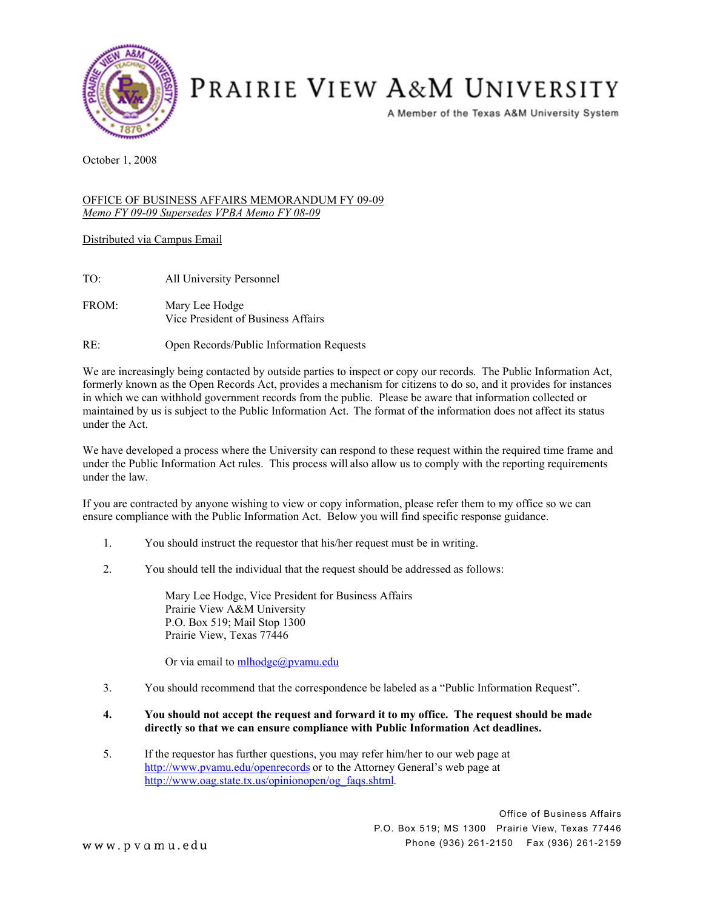# PRAIRIE VIEW A&M UNIVERSITY

A Member of the Texas A&M University System

October 1, 2008

OFFICE OF BUSINESS AFFAIRS MEMORANDUM FY 09-09
*Memo FY 09-09 Supersedes VPBA Memo FY 08-09*

Distributed via Campus Email

TO: All University Personnel

FROM: Mary Lee Hodge
Vice President of Business Affairs

RE: Open Records/Public Information Requests

We are increasingly being contacted by outside parties to inspect or copy our records. The Public Information Act, formerly known as the Open Records Act, provides a mechanism for citizens to do so, and it provides for instances in which we can withhold government records from the public. Please be aware that information collected or maintained by us is subject to the Public Information Act. The format of the information does not affect its status under the Act.

We have developed a process where the University can respond to these request within the required time frame and under the Public Information Act rules. This process will also allow us to comply with the reporting requirements under the law.

If you are contracted by anyone wishing to view or copy information, please refer them to my office so we can ensure compliance with the Public Information Act. Below you will find specific response guidance.

1. You should instruct the requestor that his/her request must be in writing.

2. You should tell the individual that the request should be addressed as follows:

   Mary Lee Hodge, Vice President for Business Affairs
   Prairie View A&M University
   P.O. Box 519; Mail Stop 1300
   Prairie View, Texas 77446

   Or via email to mlhodge@pvamu.edu

3. You should recommend that the correspondence be labeled as a "Public Information Request".

4. **You should not accept the request and forward it to my office. The request should be made directly so that we can ensure compliance with Public Information Act deadlines.**

5. If the requestor has further questions, you may refer him/her to our web page at http://www.pvamu.edu/openrecords or to the Attorney General's web page at http://www.oag.state.tx.us/opinionopen/og_faqs.shtml.

Office of Business Affairs
P.O. Box 519; MS 1300 Prairie View, Texas 77446
Phone (936) 261-2150 Fax (936) 261-2159

www.pvamu.edu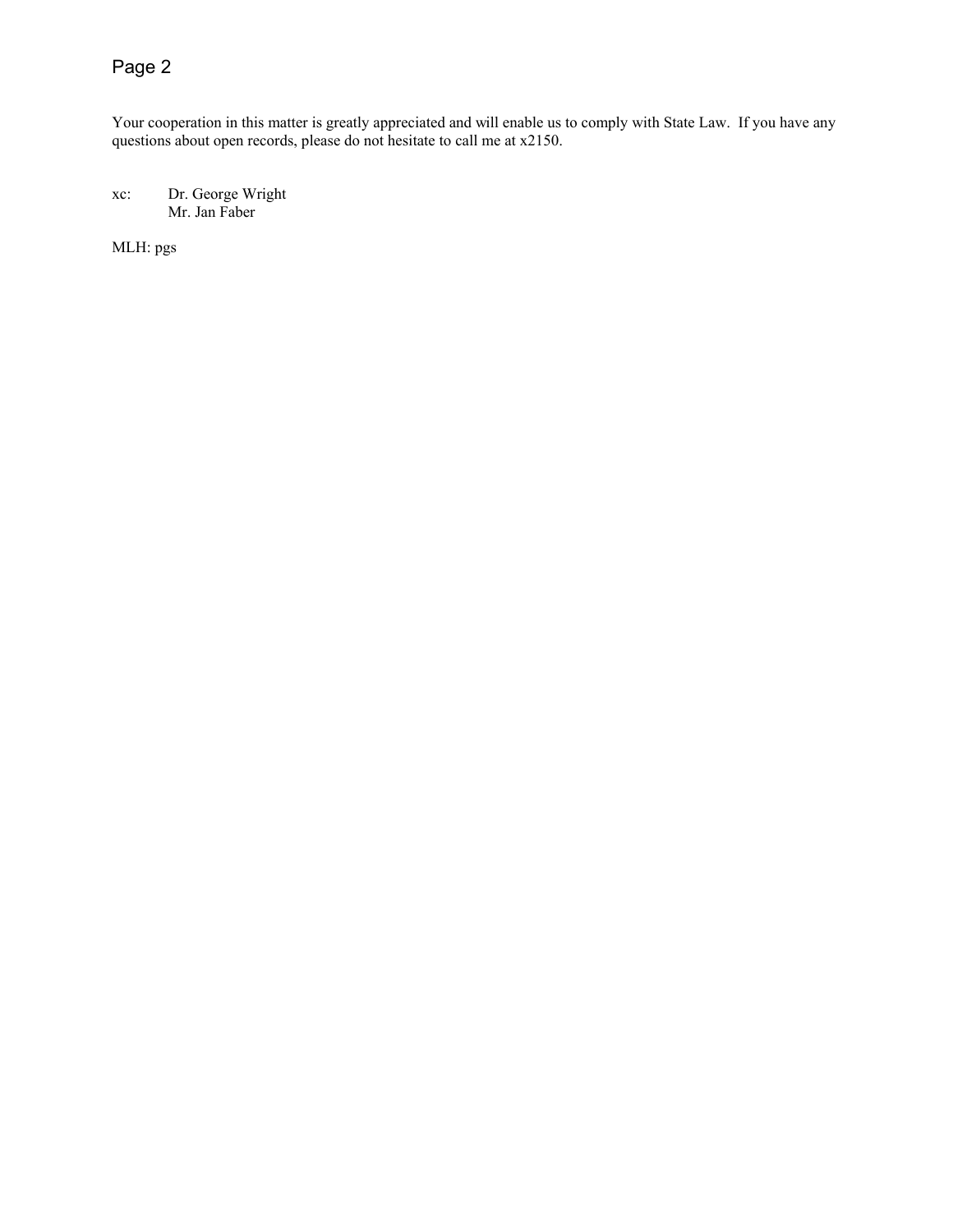Your cooperation in this matter is greatly appreciated and will enable us to comply with State Law. If you have any questions about open records, please do not hesitate to call me at x2150.

xc: Dr. George Wright
Mr. Jan Faber

MLH: pgs